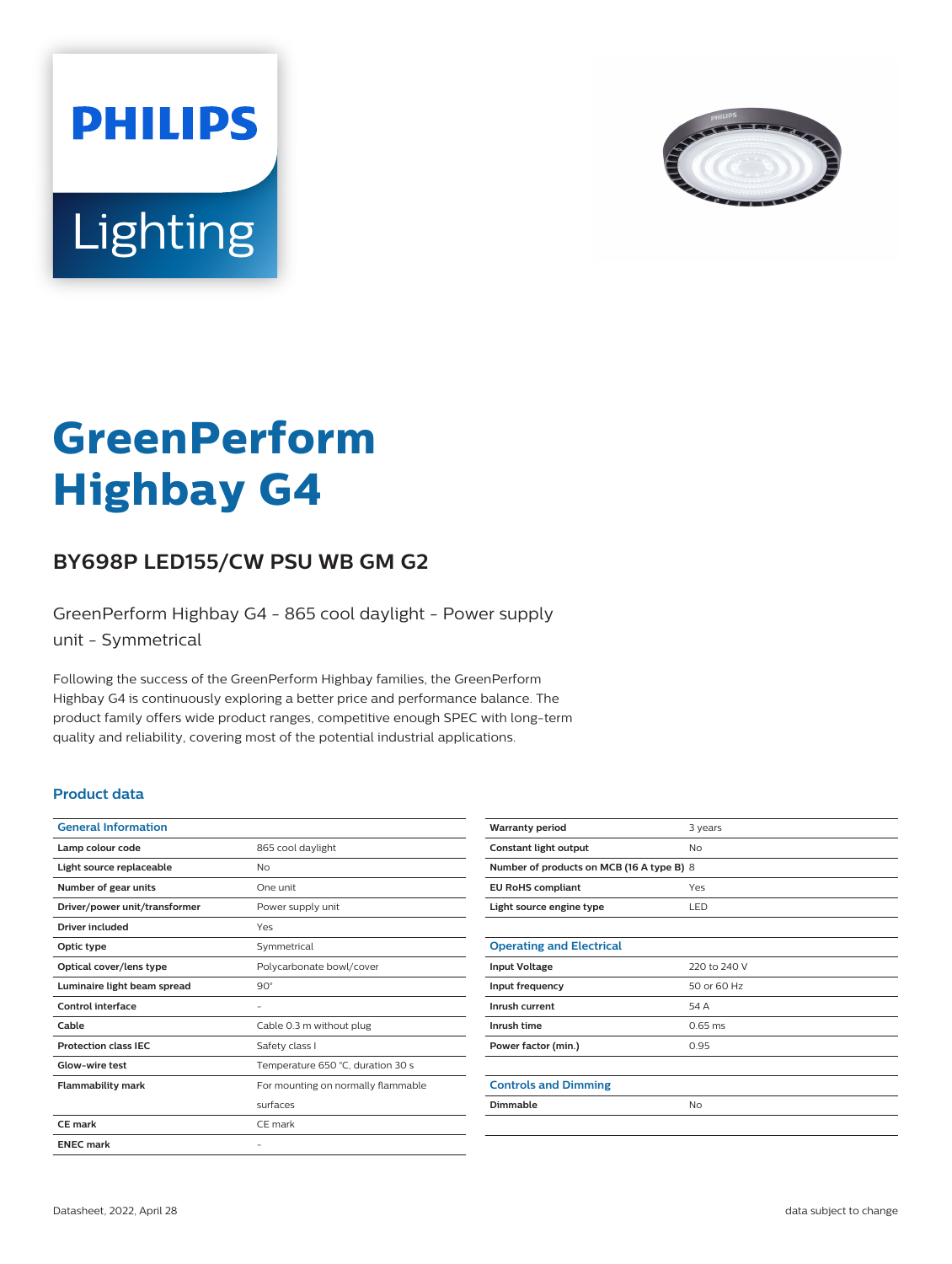PHILIPS

Lighting

# GreenPerform Highbay G4

## BY698P LED155/CW PSU WB GM G2

GreenPerform Highbay G4 - 865 cool daylight - Power supply unit - Symmetrical

Following the success of the GreenPerform Highbay families, the GreenPerform Highbay G4 is continuously exploring a better price and performance balance. The product family offers wide product ranges, competitive enough SPEC with long-term quality and reliability, covering most of the potential industrial applications.

### Product data

| General Information | |
|---|---|
| Lamp colour code | 865 cool daylight |
| Light source replaceable | No |
| Number of gear units | One unit |
| Driver/power unit/transformer | Power supply unit |
| Driver included | Yes |
| Optic type | Symmetrical |
| Optical cover/lens type | Polycarbonate bowl/cover |
| Luminaire light beam spread | 90° |
| Control interface | - |
| Cable | Cable 0.3 m without plug |
| Protection class IEC | Safety class I |
| Glow-wire test | Temperature 650 °C, duration 30 s |
| Flammability mark | For mounting on normally flammable surfaces |
| CE mark | CE mark |
| ENEC mark | - |
| Warranty period | 3 years |
| Constant light output | No |
| Number of products on MCB (16 A type B) | 8 |
| EU RoHS compliant | Yes |
| Light source engine type | LED |

| Operating and Electrical | |
|---|---|
| Input Voltage | 220 to 240 V |
| Input frequency | 50 or 60 Hz |
| Inrush current | 54 A |
| Inrush time | 0.65 ms |
| Power factor (min.) | 0.95 |

| Controls and Dimming | |
|---|---|
| Dimmable | No |

Datasheet, 2022, April 28

data subject to change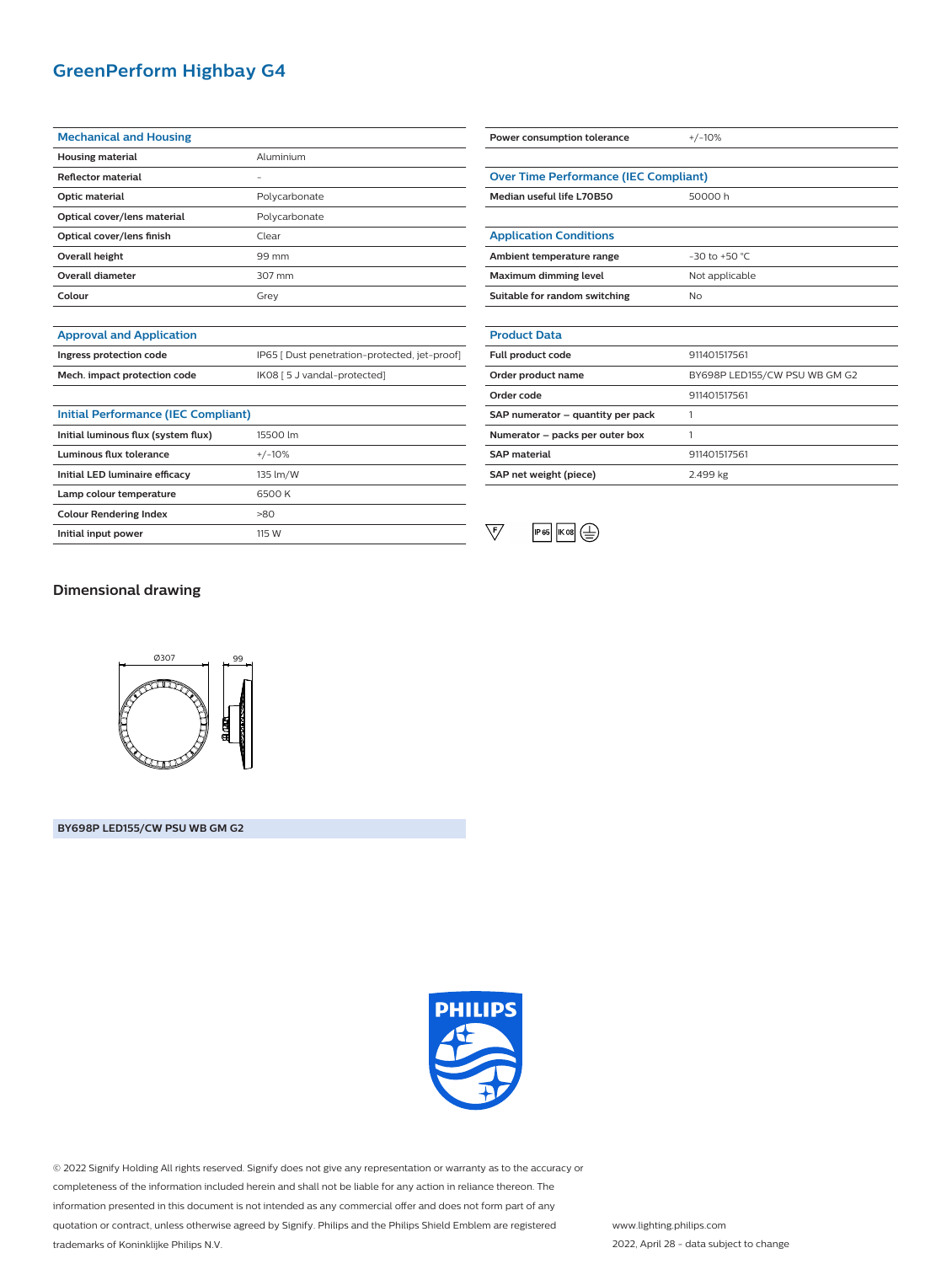# GreenPerform Highbay G4

| Mechanical and Housing | |
|---|---|
| Housing material | Aluminium |
| Reflector material | - |
| Optic material | Polycarbonate |
| Optical cover/lens material | Polycarbonate |
| Optical cover/lens finish | Clear |
| Overall height | 99 mm |
| Overall diameter | 307 mm |
| Colour | Grey |

| Approval and Application | |
|---|---|
| Ingress protection code | IP65 [ Dust penetration-protected, jet-proof] |
| Mech. impact protection code | IK08 [ 5 J vandal-protected] |

| Initial Performance (IEC Compliant) | |
|---|---|
| Initial luminous flux (system flux) | 15500 lm |
| Luminous flux tolerance | +/-10% |
| Initial LED luminaire efficacy | 135 lm/W |
| Lamp colour temperature | 6500 K |
| Colour Rendering Index | >80 |
| Initial input power | 115 W |

| | |
|---|---|
| Power consumption tolerance | +/-10% |

| Over Time Performance (IEC Compliant) | |
|---|---|
| Median useful life L70B50 | 50000 h |

| Application Conditions | |
|---|---|
| Ambient temperature range | -30 to +50 °C |
| Maximum dimming level | Not applicable |
| Suitable for random switching | No |

| Product Data | |
|---|---|
| Full product code | 911401517561 |
| Order product name | BY698P LED155/CW PSU WB GM G2 |
| Order code | 911401517561 |
| SAP numerator – quantity per pack | 1 |
| Numerator – packs per outer box | 1 |
| SAP material | 911401517561 |
| SAP net weight (piece) | 2.499 kg |

F IP 65 IK 08

## Dimensional drawing

Ø307

99

**BY698P LED155/CW PSU WB GM G2**

PHILIPS

© 2022 Signify Holding All rights reserved. Signify does not give any representation or warranty as to the accuracy or completeness of the information included herein and shall not be liable for any action in reliance thereon. The information presented in this document is not intended as any commercial offer and does not form part of any quotation or contract, unless otherwise agreed by Signify. Philips and the Philips Shield Emblem are registered trademarks of Koninklijke Philips N.V.

www.lighting.philips.com

2022, April 28 - data subject to change